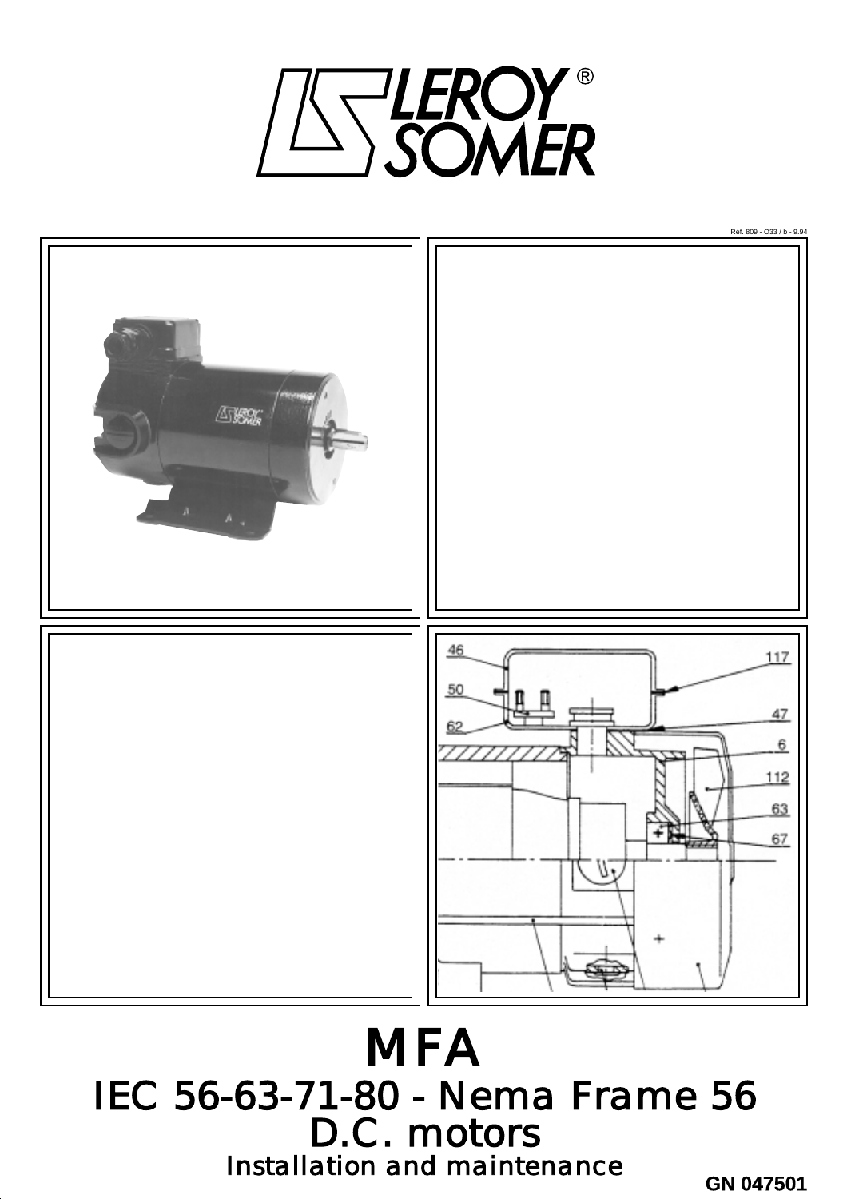LEROY SOMER®

Réf. 809 - O33 / b - 9.94

46
50
62
117
47
6
112
63
67

# MFA

## IEC 56-63-71-80 - Nema Frame 56

## D.C. motors

### Installation and maintenance

**GN 047501**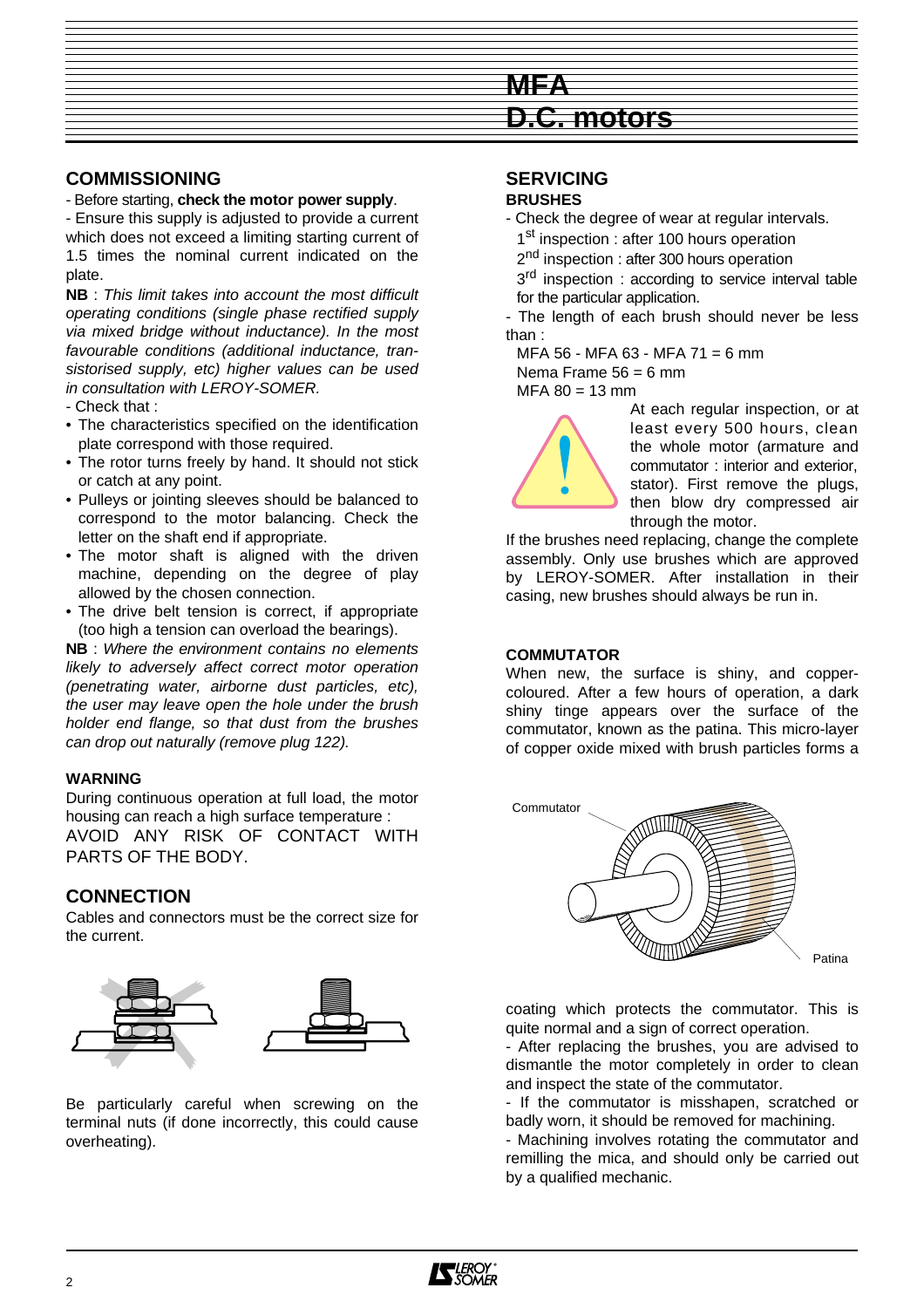# MFA
# D.C. motors

## COMMISSIONING

- Before starting, **check the motor power supply**.

- Ensure this supply is adjusted to provide a current which does not exceed a limiting starting current of 1.5 times the nominal current indicated on the plate.

**NB** : *This limit takes into account the most difficult operating conditions (single phase rectified supply via mixed bridge without inductance). In the most favourable conditions (additional inductance, transistorised supply, etc) higher values can be used in consultation with LEROY-SOMER.*

- Check that :
• The characteristics specified on the identification plate correspond with those required.
• The rotor turns freely by hand. It should not stick or catch at any point.
• Pulleys or jointing sleeves should be balanced to correspond to the motor balancing. Check the letter on the shaft end if appropriate.
• The motor shaft is aligned with the driven machine, depending on the degree of play allowed by the chosen connection.
• The drive belt tension is correct, if appropriate (too high a tension can overload the bearings).

**NB** : *Where the environment contains no elements likely to adversely affect correct motor operation (penetrating water, airborne dust particles, etc), the user may leave open the hole under the brush holder end flange, so that dust from the brushes can drop out naturally (remove plug 122).*

#### WARNING

During continuous operation at full load, the motor housing can reach a high surface temperature :
AVOID ANY RISK OF CONTACT WITH PARTS OF THE BODY.

## CONNECTION

Cables and connectors must be the correct size for the current.

Be particularly careful when screwing on the terminal nuts (if done incorrectly, this could cause overheating).

## SERVICING

#### BRUSHES

- Check the degree of wear at regular intervals.
  1st inspection : after 100 hours operation
  2nd inspection : after 300 hours operation
  3rd inspection : according to service interval table for the particular application.

- The length of each brush should never be less than :
  MFA 56 - MFA 63 - MFA 71 = 6 mm
  Nema Frame 56 = 6 mm
  MFA 80 = 13 mm

At each regular inspection, or at least every 500 hours, clean the whole motor (armature and commutator : interior and exterior, stator). First remove the plugs, then blow dry compressed air through the motor.

If the brushes need replacing, change the complete assembly. Only use brushes which are approved by LEROY-SOMER. After installation in their casing, new brushes should always be run in.

#### COMMUTATOR

When new, the surface is shiny, and copper-coloured. After a few hours of operation, a dark shiny tinge appears over the surface of the commutator, known as the patina. This micro-layer of copper oxide mixed with brush particles forms a coating which protects the commutator. This is quite normal and a sign of correct operation.

Commutator

Patina

- After replacing the brushes, you are advised to dismantle the motor completely in order to clean and inspect the state of the commutator.

- If the commutator is misshapen, scratched or badly worn, it should be removed for machining.

- Machining involves rotating the commutator and remilling the mica, and should only be carried out by a qualified mechanic.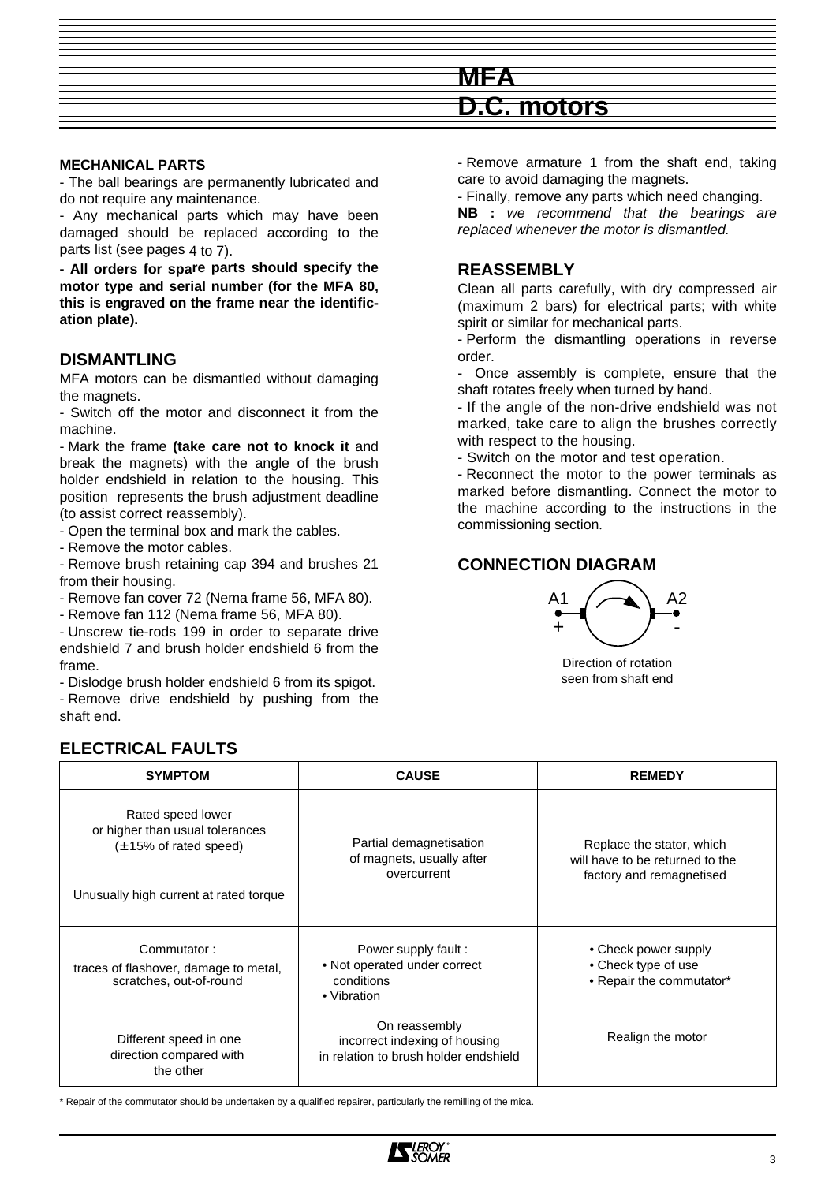# MFA
# D.C. motors

**MECHANICAL PARTS**

- The ball bearings are permanently lubricated and do not require any maintenance.
- Any mechanical parts which may have been damaged should be replaced according to the parts list (see pages 4 to 7).

**- All orders for spare parts should specify the motor type and serial number (for the MFA 80, this is engraved on the frame near the identification plate).**

## DISMANTLING

MFA motors can be dismantled without damaging the magnets.

- Switch off the motor and disconnect it from the machine.
- Mark the frame **(take care not to knock it** and break the magnets) with the angle of the brush holder endshield in relation to the housing. This position represents the brush adjustment deadline (to assist correct reassembly).
- Open the terminal box and mark the cables.
- Remove the motor cables.
- Remove brush retaining cap 394 and brushes 21 from their housing.
- Remove fan cover 72 (Nema frame 56, MFA 80).
- Remove fan 112 (Nema frame 56, MFA 80).
- Unscrew tie-rods 199 in order to separate drive endshield 7 and brush holder endshield 6 from the frame.
- Dislodge brush holder endshield 6 from its spigot.
- Remove drive endshield by pushing from the shaft end.
- Remove armature 1 from the shaft end, taking care to avoid damaging the magnets.
- Finally, remove any parts which need changing.

**NB :** *we recommend that the bearings are replaced whenever the motor is dismantled.*

## REASSEMBLY

Clean all parts carefully, with dry compressed air (maximum 2 bars) for electrical parts; with white spirit or similar for mechanical parts.

- Perform the dismantling operations in reverse order.
- Once assembly is complete, ensure that the shaft rotates freely when turned by hand.
- If the angle of the non-drive endshield was not marked, take care to align the brushes correctly with respect to the housing.
- Switch on the motor and test operation.
- Reconnect the motor to the power terminals as marked before dismantling. Connect the motor to the machine according to the instructions in the commissioning section.

## CONNECTION DIAGRAM

A1 + A2 -

Direction of rotation seen from shaft end

## ELECTRICAL FAULTS

| SYMPTOM | CAUSE | REMEDY |
|---|---|---|
| Rated speed lower or higher than usual tolerances (± 15% of rated speed) | Partial demagnetisation of magnets, usually after overcurrent | Replace the stator, which will have to be returned to the factory and remagnetised |
| Unusually high current at rated torque | | |
| Commutator : traces of flashover, damage to metal, scratches, out-of-round | Power supply fault : • Not operated under correct conditions • Vibration | • Check power supply • Check type of use • Repair the commutator* |
| Different speed in one direction compared with the other | On reassembly incorrect indexing of housing in relation to brush holder endshield | Realign the motor |

\* Repair of the commutator should be undertaken by a qualified repairer, particularly the remilling of the mica.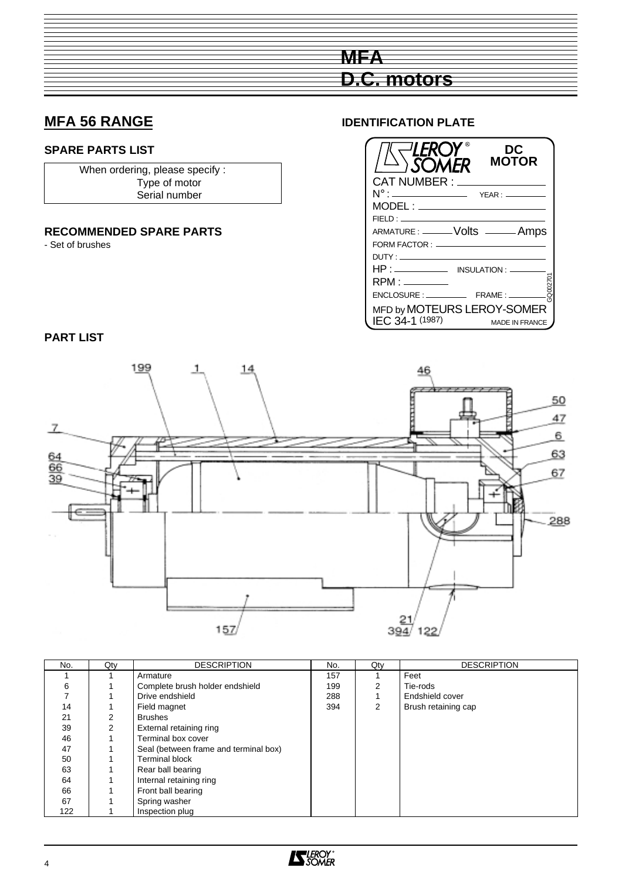# MFA D.C. motors

## MFA 56 RANGE

### SPARE PARTS LIST

When ordering, please specify :
Type of motor
Serial number

### RECOMMENDED SPARE PARTS

- Set of brushes

### IDENTIFICATION PLATE

LEROY SOMER — DC MOTOR

CAT NUMBER :
N° : YEAR :
MODEL :
FIELD :
ARMATURE : Volts Amps
FORM FACTOR :
DUTY :
HP : INSULATION :
RPM :
ENCLOSURE : FRAME :
MFD by MOTEURS LEROY-SOMER
IEC 34-1 (1987) MADE IN FRANCE

### PART LIST

| No. | Qty | DESCRIPTION | No. | Qty | DESCRIPTION |
|---|---|---|---|---|---|
| 1 | 1 | Armature | 157 | 1 | Feet |
| 6 | 1 | Complete brush holder endshield | 199 | 2 | Tie-rods |
| 7 | 1 | Drive endshield | 288 | 1 | Endshield cover |
| 14 | 1 | Field magnet | 394 | 2 | Brush retaining cap |
| 21 | 2 | Brushes | | | |
| 39 | 2 | External retaining ring | | | |
| 46 | 1 | Terminal box cover | | | |
| 47 | 1 | Seal (between frame and terminal box) | | | |
| 50 | 1 | Terminal block | | | |
| 63 | 1 | Rear ball bearing | | | |
| 64 | 1 | Internal retaining ring | | | |
| 66 | 1 | Front ball bearing | | | |
| 67 | 1 | Spring washer | | | |
| 122 | 1 | Inspection plug | | | |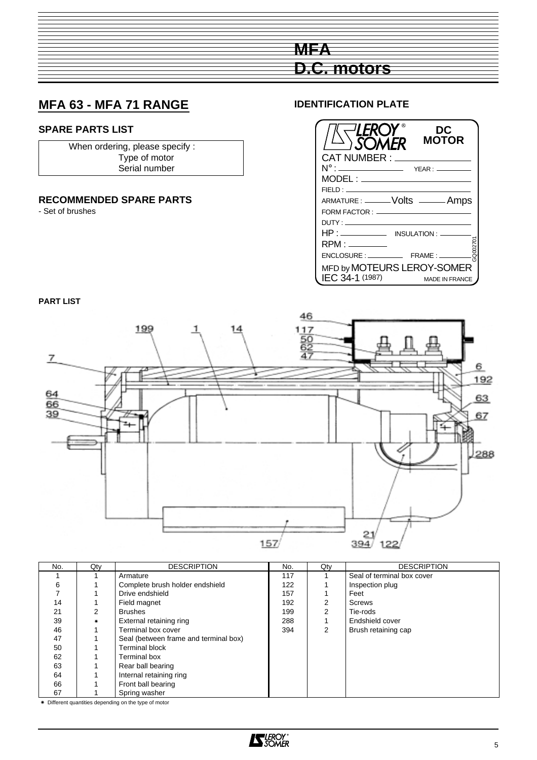# MFA
# D.C. motors

## MFA 63 - MFA 71 RANGE

### SPARE PARTS LIST

When ordering, please specify :
Type of motor
Serial number

### RECOMMENDED SPARE PARTS

- Set of brushes

### IDENTIFICATION PLATE

LEROY SOMER® DC MOTOR
CAT NUMBER :
N° : YEAR :
MODEL :
FIELD :
ARMATURE : Volts Amps
FORM FACTOR :
DUTY :
HP : INSULATION :
RPM :
ENCLOSURE : FRAME :
MFD by MOTEURS LEROY-SOMER
IEC 34-1 (1987) MADE IN FRANCE

### PART LIST

| No. | Qty | DESCRIPTION | No. | Qty | DESCRIPTION |
|---|---|---|---|---|---|
| 1 | 1 | Armature | 117 | 1 | Seal of terminal box cover |
| 6 | 1 | Complete brush holder endshield | 122 | 1 | Inspection plug |
| 7 | 1 | Drive endshield | 157 | 1 | Feet |
| 14 | 1 | Field magnet | 192 | 2 | Screws |
| 21 | 2 | Brushes | 199 | 2 | Tie-rods |
| 39 | * | External retaining ring | 288 | 1 | Endshield cover |
| 46 | 1 | Terminal box cover | 394 | 2 | Brush retaining cap |
| 47 | 1 | Seal (between frame and terminal box) | | | |
| 50 | 1 | Terminal block | | | |
| 62 | 1 | Terminal box | | | |
| 63 | 1 | Rear ball bearing | | | |
| 64 | 1 | Internal retaining ring | | | |
| 66 | 1 | Front ball bearing | | | |
| 67 | 1 | Spring washer | | | |

* Different quantities depending on the type of motor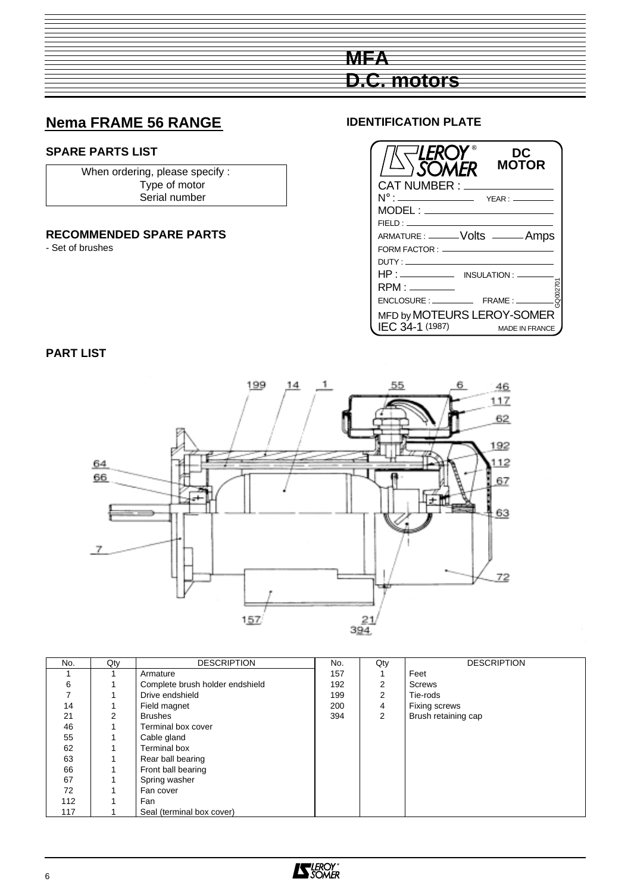# MFA
# D.C. motors

## Nema FRAME 56 RANGE

### SPARE PARTS LIST

When ordering, please specify :
Type of motor
Serial number

### RECOMMENDED SPARE PARTS

- Set of brushes

## IDENTIFICATION PLATE

LEROY SOMER — DC MOTOR

CAT NUMBER :
N° : YEAR :
MODEL :
FIELD :
ARMATURE : Volts Amps
FORM FACTOR :
DUTY :
HP : INSULATION :
RPM :
ENCLOSURE : FRAME :
MFD by MOTEURS LEROY-SOMER
IEC 34-1 (1987) MADE IN FRANCE

GQ002701

### PART LIST

| No. | Qty | DESCRIPTION | No. | Qty | DESCRIPTION |
|---|---|---|---|---|---|
| 1 | 1 | Armature | 157 | 1 | Feet |
| 6 | 1 | Complete brush holder endshield | 192 | 2 | Screws |
| 7 | 1 | Drive endshield | 199 | 2 | Tie-rods |
| 14 | 1 | Field magnet | 200 | 4 | Fixing screws |
| 21 | 2 | Brushes | 394 | 2 | Brush retaining cap |
| 46 | 1 | Terminal box cover | | | |
| 55 | 1 | Cable gland | | | |
| 62 | 1 | Terminal box | | | |
| 63 | 1 | Rear ball bearing | | | |
| 66 | 1 | Front ball bearing | | | |
| 67 | 1 | Spring washer | | | |
| 72 | 1 | Fan cover | | | |
| 112 | 1 | Fan | | | |
| 117 | 1 | Seal (terminal box cover) | | | |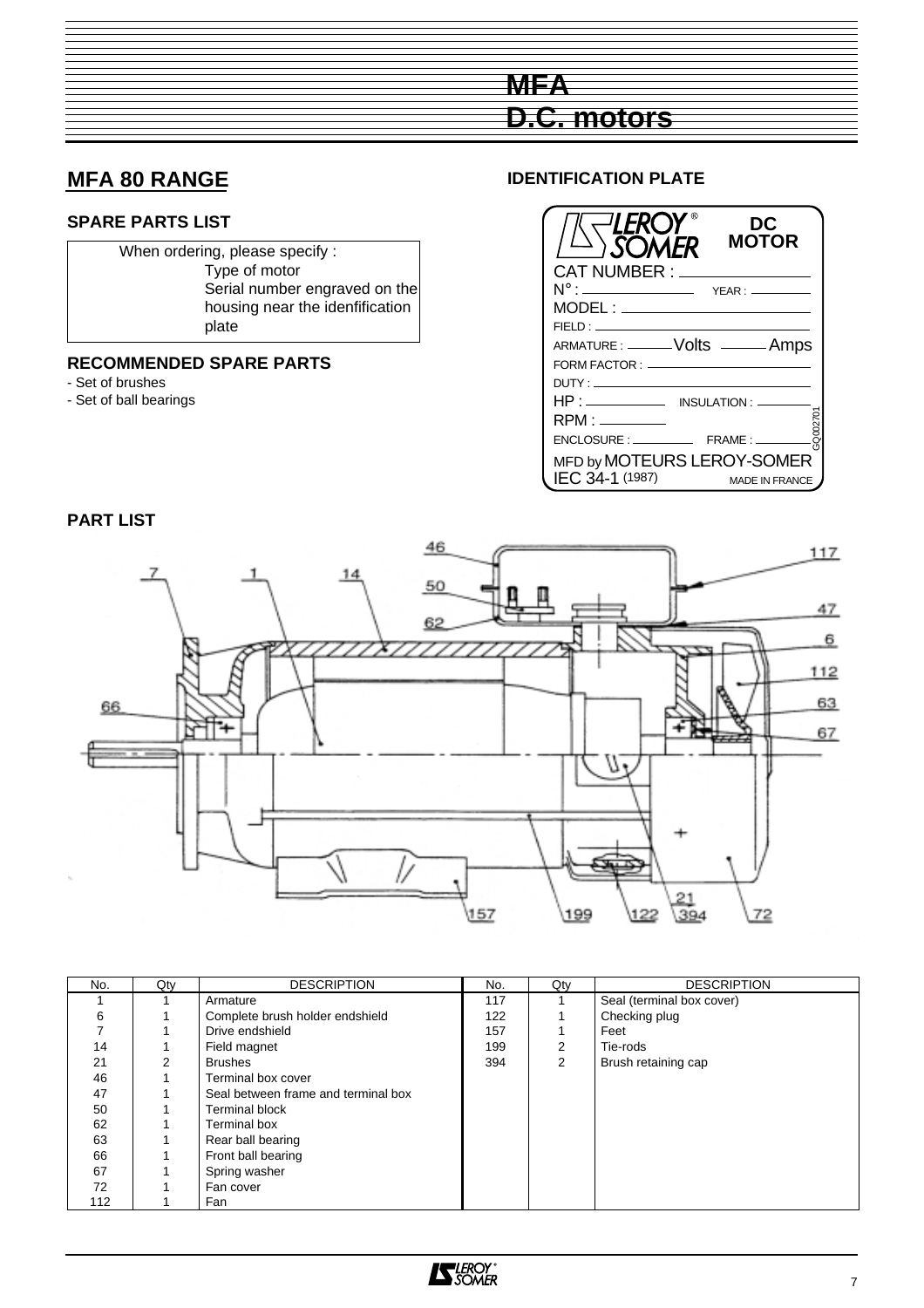# MFA
# D.C. motors

## MFA 80 RANGE

### SPARE PARTS LIST

When ordering, please specify :
- Type of motor
- Serial number engraved on the housing near the idenfification plate

### RECOMMENDED SPARE PARTS

- Set of brushes
- Set of ball bearings

### IDENTIFICATION PLATE

LEROY SOMER® DC MOTOR

CAT NUMBER :

N° : YEAR :

MODEL :

FIELD :

ARMATURE : Volts Amps

FORM FACTOR :

DUTY :

HP : INSULATION :

RPM :

ENCLOSURE : FRAME :

MFD by MOTEURS LEROY-SOMER

IEC 34-1 (1987) MADE IN FRANCE

GQ002701

### PART LIST

46 117 7 1 14 50 47 62 6 112 66 63 67 157 199 122 21 394 72

| No. | Qty | DESCRIPTION | No. | Qty | DESCRIPTION |
|---|---|---|---|---|---|
| 1 | 1 | Armature | 117 | 1 | Seal (terminal box cover) |
| 6 | 1 | Complete brush holder endshield | 122 | 1 | Checking plug |
| 7 | 1 | Drive endshield | 157 | 1 | Feet |
| 14 | 1 | Field magnet | 199 | 2 | Tie-rods |
| 21 | 2 | Brushes | 394 | 2 | Brush retaining cap |
| 46 | 1 | Terminal box cover | | | |
| 47 | 1 | Seal between frame and terminal box | | | |
| 50 | 1 | Terminal block | | | |
| 62 | 1 | Terminal box | | | |
| 63 | 1 | Rear ball bearing | | | |
| 66 | 1 | Front ball bearing | | | |
| 67 | 1 | Spring washer | | | |
| 72 | 1 | Fan cover | | | |
| 112 | 1 | Fan | | | |